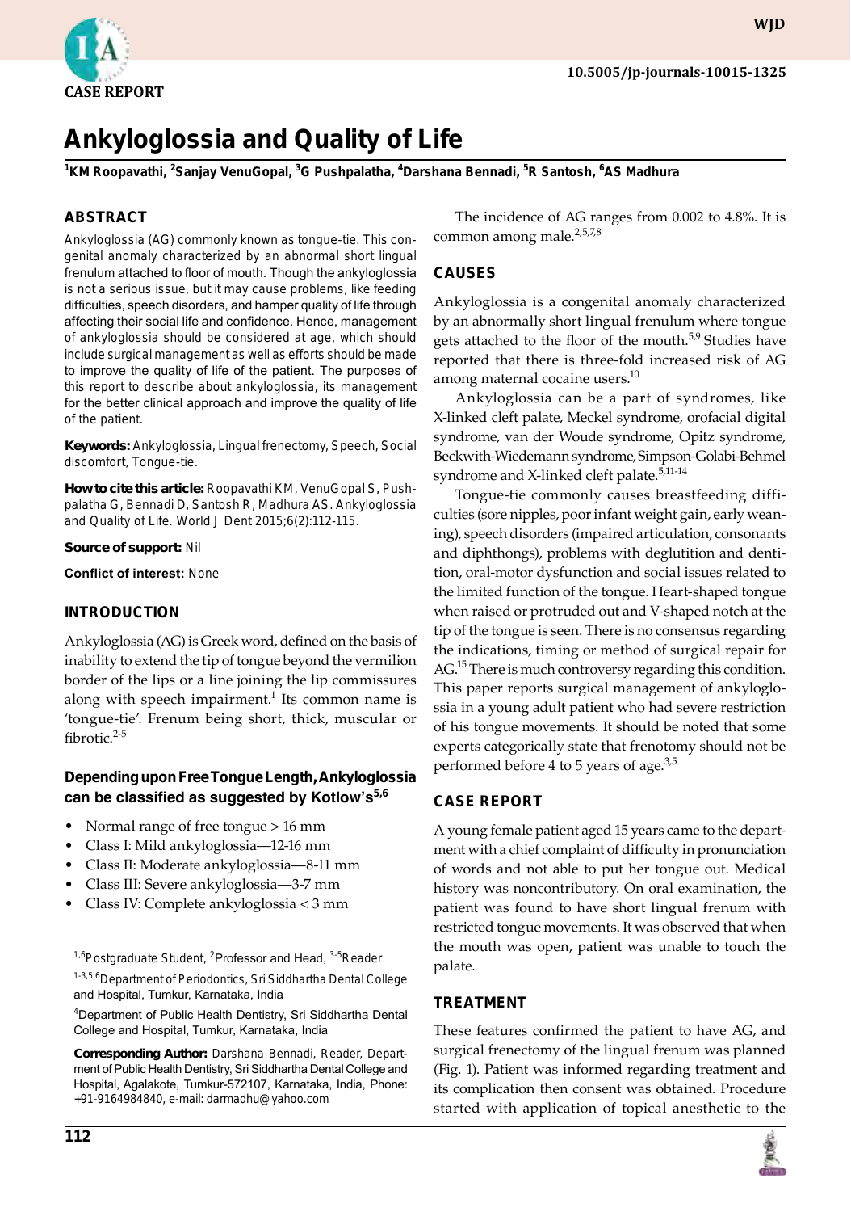CASE REPORT

# Ankyloglossia and Quality of Life

[1]KM Roopavathi, [2]Sanjay VenuGopal, [3]G Pushpalatha, [4]Darshana Bennadi, [5]R Santosh, [6]AS Madhura

## ABSTRACT

Ankyloglossia (AG) commonly known as tongue-tie. This congenital anomaly characterized by an abnormal short lingual frenulum attached to floor of mouth. Though the ankyloglossia is not a serious issue, but it may cause problems, like feeding difficulties, speech disorders, and hamper quality of life through affecting their social life and confidence. Hence, management of ankyloglossia should be considered at age, which should include surgical management as well as efforts should be made to improve the quality of life of the patient. The purposes of this report to describe about ankyloglossia, its management for the better clinical approach and improve the quality of life of the patient.

**Keywords:** Ankyloglossia, Lingual frenectomy, Speech, Social discomfort, Tongue-tie.

**How to cite this article:** Roopavathi KM, VenuGopal S, Pushpalatha G, Bennadi D, Santosh R, Madhura AS. Ankyloglossia and Quality of Life. World J Dent 2015;6(2):112-115.

**Source of support:** Nil

**Conflict of interest:** None

## INTRODUCTION

Ankyloglossia (AG) is Greek word, defined on the basis of inability to extend the tip of tongue beyond the vermilion border of the lips or a line joining the lip commissures along with speech impairment.[1] Its common name is 'tongue-tie'. Frenum being short, thick, muscular or fibrotic.[2-5]

### Depending upon Free Tongue Length, Ankyloglossia can be classified as suggested by Kotlow's[5,6]

- Normal range of free tongue > 16 mm
- Class I: Mild ankyloglossia—12-16 mm
- Class II: Moderate ankyloglossia—8-11 mm
- Class III: Severe ankyloglossia—3-7 mm
- Class IV: Complete ankyloglossia < 3 mm

[1,6]Postgraduate Student, [2]Professor and Head, [3-5]Reader

[1-3,5,6]Department of Periodontics, Sri Siddhartha Dental College and Hospital, Tumkur, Karnataka, India

[4]Department of Public Health Dentistry, Sri Siddhartha Dental College and Hospital, Tumkur, Karnataka, India

**Corresponding Author:** Darshana Bennadi, Reader, Department of Public Health Dentistry, Sri Siddhartha Dental College and Hospital, Agalakote, Tumkur-572107, Karnataka, India, Phone: +91-9164984840, e-mail: darmadhu@yahoo.com

The incidence of AG ranges from 0.002 to 4.8%. It is common among male.[2,5,7,8]

## CAUSES

Ankyloglossia is a congenital anomaly characterized by an abnormally short lingual frenulum where tongue gets attached to the floor of the mouth.[5,9] Studies have reported that there is three-fold increased risk of AG among maternal cocaine users.[10]

Ankyloglossia can be a part of syndromes, like X-linked cleft palate, Meckel syndrome, orofacial digital syndrome, van der Woude syndrome, Opitz syndrome, Beckwith-Wiedemann syndrome, Simpson-Golabi-Behmel syndrome and X-linked cleft palate.[5,11-14]

Tongue-tie commonly causes breastfeeding difficulties (sore nipples, poor infant weight gain, early weaning), speech disorders (impaired articulation, consonants and diphthongs), problems with deglutition and dentition, oral-motor dysfunction and social issues related to the limited function of the tongue. Heart-shaped tongue when raised or protruded out and V-shaped notch at the tip of the tongue is seen. There is no consensus regarding the indications, timing or method of surgical repair for AG.[15] There is much controversy regarding this condition. This paper reports surgical management of ankyloglossia in a young adult patient who had severe restriction of his tongue movements. It should be noted that some experts categorically state that frenotomy should not be performed before 4 to 5 years of age.[3,5]

## CASE REPORT

A young female patient aged 15 years came to the department with a chief complaint of difficulty in pronunciation of words and not able to put her tongue out. Medical history was noncontributory. On oral examination, the patient was found to have short lingual frenum with restricted tongue movements. It was observed that when the mouth was open, patient was unable to touch the palate.

## TREATMENT

These features confirmed the patient to have AG, and surgical frenectomy of the lingual frenum was planned (Fig. 1). Patient was informed regarding treatment and its complication then consent was obtained. Procedure started with application of topical anesthetic to the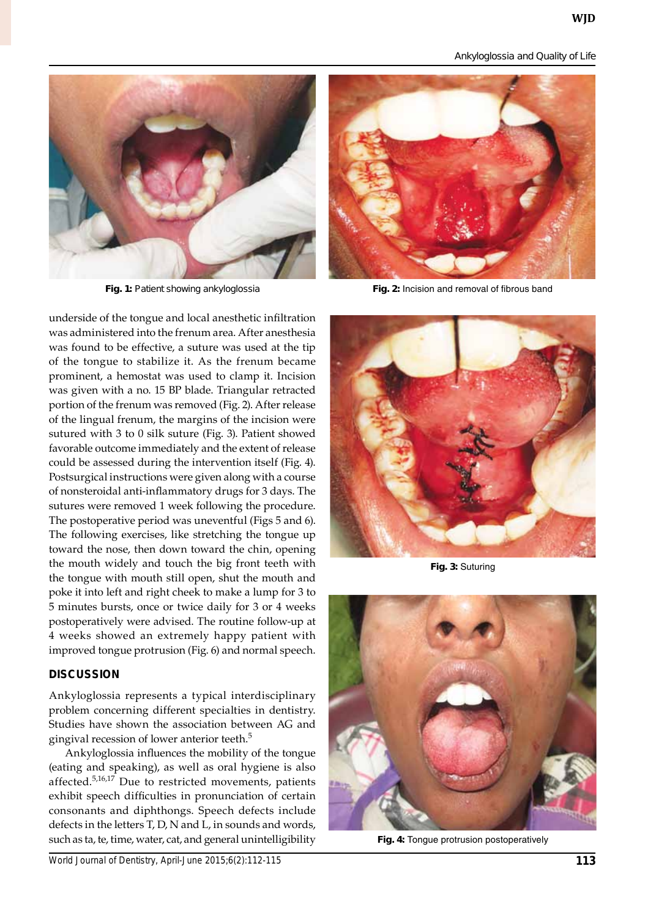Fig. 1: Patient showing ankyloglossia

Fig. 2: Incision and removal of fibrous band

underside of the tongue and local anesthetic infiltration was administered into the frenum area. After anesthesia was found to be effective, a suture was used at the tip of the tongue to stabilize it. As the frenum became prominent, a hemostat was used to clamp it. Incision was given with a no. 15 BP blade. Triangular retracted portion of the frenum was removed (Fig. 2). After release of the lingual frenum, the margins of the incision were sutured with 3 to 0 silk suture (Fig. 3). Patient showed favorable outcome immediately and the extent of release could be assessed during the intervention itself (Fig. 4). Postsurgical instructions were given along with a course of nonsteroidal anti-inflammatory drugs for 3 days. The sutures were removed 1 week following the procedure. The postoperative period was uneventful (Figs 5 and 6). The following exercises, like stretching the tongue up toward the nose, then down toward the chin, opening the mouth widely and touch the big front teeth with the tongue with mouth still open, shut the mouth and poke it into left and right cheek to make a lump for 3 to 5 minutes bursts, once or twice daily for 3 or 4 weeks postoperatively were advised. The routine follow-up at 4 weeks showed an extremely happy patient with improved tongue protrusion (Fig. 6) and normal speech.

Fig. 3: Suturing

## DISCUSSION

Ankyloglossia represents a typical interdisciplinary problem concerning different specialties in dentistry. Studies have shown the association between AG and gingival recession of lower anterior teeth.[5]

Ankyloglossia influences the mobility of the tongue (eating and speaking), as well as oral hygiene is also affected.[5,16,17] Due to restricted movements, patients exhibit speech difficulties in pronunciation of certain consonants and diphthongs. Speech defects include defects in the letters T, D, N and L, in sounds and words, such as ta, te, time, water, cat, and general unintelligibility

Fig. 4: Tongue protrusion postoperatively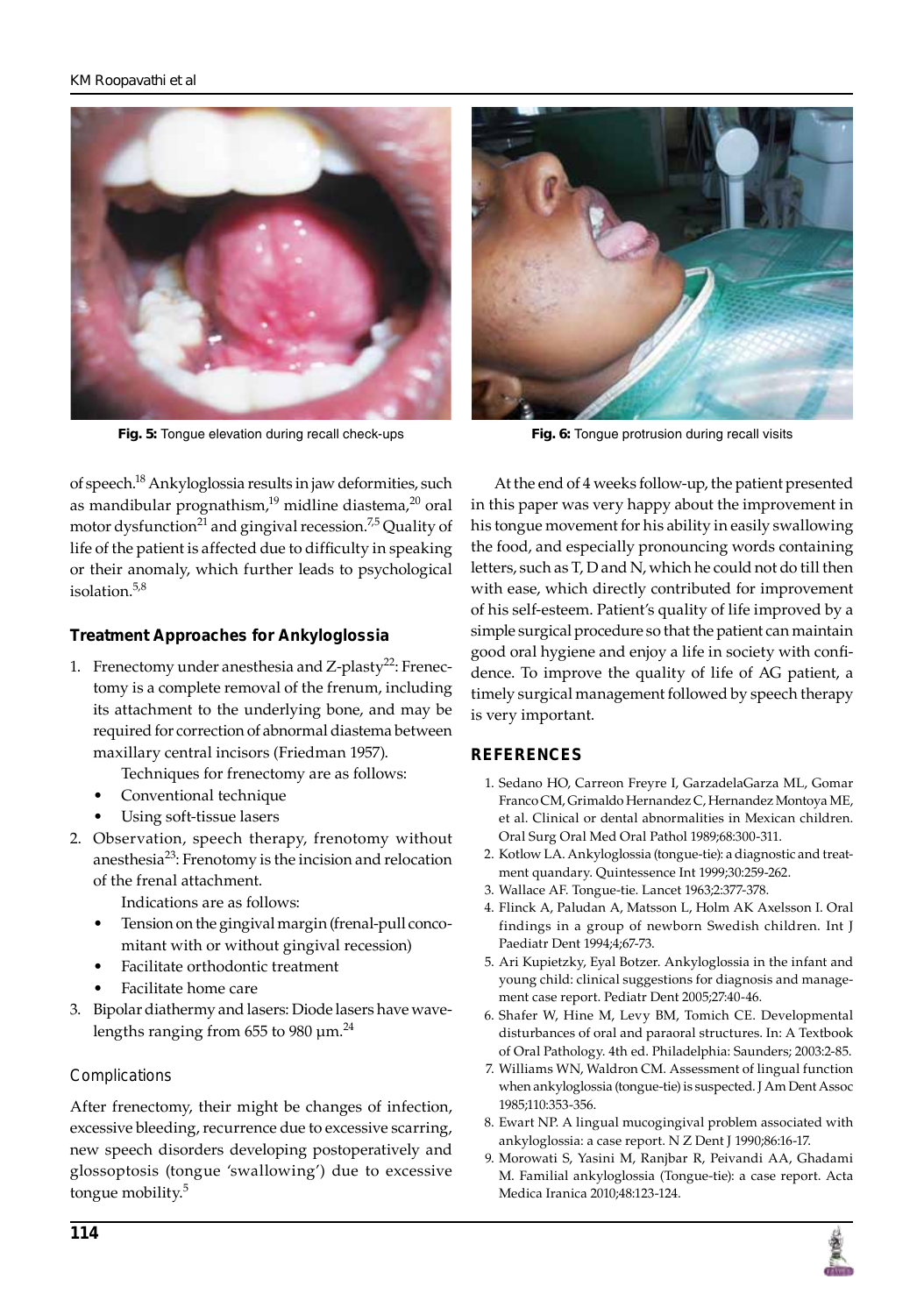Fig. 5: Tongue elevation during recall check-ups

Fig. 6: Tongue protrusion during recall visits

of speech.[18] Ankyloglossia results in jaw deformities, such as mandibular prognathism,[19] midline diastema,[20] oral motor dysfunction[21] and gingival recession.[7,5] Quality of life of the patient is affected due to difficulty in speaking or their anomaly, which further leads to psychological isolation.[5,8]

### Treatment Approaches for Ankyloglossia

1. Frenectomy under anesthesia and Z-plasty[22]: Frenectomy is a complete removal of the frenum, including its attachment to the underlying bone, and may be required for correction of abnormal diastema between maxillary central incisors (Friedman 1957).

   Techniques for frenectomy are as follows:
   - Conventional technique
   - Using soft-tissue lasers
2. Observation, speech therapy, frenotomy without anesthesia[23]: Frenotomy is the incision and relocation of the frenal attachment.

   Indications are as follows:
   - Tension on the gingival margin (frenal-pull concomitant with or without gingival recession)
   - Facilitate orthodontic treatment
   - Facilitate home care
3. Bipolar diathermy and lasers: Diode lasers have wavelengths ranging from 655 to 980 µm.[24]

#### Complications

After frenectomy, their might be changes of infection, excessive bleeding, recurrence due to excessive scarring, new speech disorders developing postoperatively and glossoptosis (tongue 'swallowing') due to excessive tongue mobility.[5]

At the end of 4 weeks follow-up, the patient presented in this paper was very happy about the improvement in his tongue movement for his ability in easily swallowing the food, and especially pronouncing words containing letters, such as T, D and N, which he could not do till then with ease, which directly contributed for improvement of his self-esteem. Patient's quality of life improved by a simple surgical procedure so that the patient can maintain good oral hygiene and enjoy a life in society with confidence. To improve the quality of life of AG patient, a timely surgical management followed by speech therapy is very important.

## REFERENCES

1. Sedano HO, Carreon Freyre I, GarzadelaGarza ML, Gomar Franco CM, Grimaldo Hernandez C, Hernandez Montoya ME, et al. Clinical or dental abnormalities in Mexican children. Oral Surg Oral Med Oral Pathol 1989;68:300-311.
2. Kotlow LA. Ankyloglossia (tongue-tie): a diagnostic and treatment quandary. Quintessence Int 1999;30:259-262.
3. Wallace AF. Tongue-tie. Lancet 1963;2:377-378.
4. Flinck A, Paludan A, Matsson L, Holm AK Axelsson I. Oral findings in a group of newborn Swedish children. Int J Paediatr Dent 1994;4;67-73.
5. Ari Kupietzky, Eyal Botzer. Ankyloglossia in the infant and young child: clinical suggestions for diagnosis and management case report. Pediatr Dent 2005;27:40-46.
6. Shafer W, Hine M, Levy BM, Tomich CE. Developmental disturbances of oral and paraoral structures. In: A Textbook of Oral Pathology. 4th ed. Philadelphia: Saunders; 2003:2-85.
7. Williams WN, Waldron CM. Assessment of lingual function when ankyloglossia (tongue-tie) is suspected. J Am Dent Assoc 1985;110:353-356.
8. Ewart NP. A lingual mucogingival problem associated with ankyloglossia: a case report. N Z Dent J 1990;86:16-17.
9. Morowati S, Yasini M, Ranjbar R, Peivandi AA, Ghadami M. Familial ankyloglossia (Tongue-tie): a case report. Acta Medica Iranica 2010;48:123-124.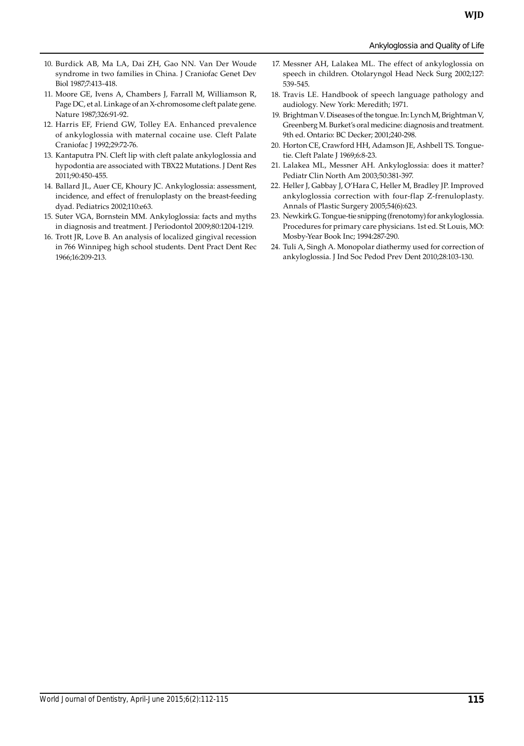10. Burdick AB, Ma LA, Dai ZH, Gao NN. Van Der Woude syndrome in two families in China. J Craniofac Genet Dev Biol 1987;7:413-418.
11. Moore GE, Ivens A, Chambers J, Farrall M, Williamson R, Page DC, et al. Linkage of an X-chromosome cleft palate gene. Nature 1987;326:91-92.
12. Harris EF, Friend GW, Tolley EA. Enhanced prevalence of ankyloglossia with maternal cocaine use. Cleft Palate Craniofac J 1992;29:72-76.
13. Kantaputra PN. Cleft lip with cleft palate ankyloglossia and hypodontia are associated with TBX22 Mutations. J Dent Res 2011;90:450-455.
14. Ballard JL, Auer CE, Khoury JC. Ankyloglossia: assessment, incidence, and effect of frenuloplasty on the breast-feeding dyad. Pediatrics 2002;110:e63.
15. Suter VGA, Bornstein MM. Ankyloglossia: facts and myths in diagnosis and treatment. J Periodontol 2009;80:1204-1219.
16. Trott JR, Love B. An analysis of localized gingival recession in 766 Winnipeg high school students. Dent Pract Dent Rec 1966;16:209-213.
17. Messner AH, Lalakea ML. The effect of ankyloglossia on speech in children. Otolaryngol Head Neck Surg 2002;127: 539-545.
18. Travis LE. Handbook of speech language pathology and audiology. New York: Meredith; 1971.
19. Brightman V. Diseases of the tongue. In: Lynch M, Brightman V, Greenberg M. Burket's oral medicine: diagnosis and treatment. 9th ed. Ontario: BC Decker; 2001;240-298.
20. Horton CE, Crawford HH, Adamson JE, Ashbell TS. Tongue-tie. Cleft Palate J 1969;6:8-23.
21. Lalakea ML, Messner AH. Ankyloglossia: does it matter? Pediatr Clin North Am 2003;50:381-397.
22. Heller J, Gabbay J, O'Hara C, Heller M, Bradley JP. Improved ankyloglossia correction with four-flap Z-frenuloplasty. Annals of Plastic Surgery 2005;54(6):623.
23. Newkirk G. Tongue-tie snipping (frenotomy) for ankyloglossia. Procedures for primary care physicians. 1st ed. St Louis, MO: Mosby-Year Book Inc; 1994:287-290.
24. Tuli A, Singh A. Monopolar diathermy used for correction of ankyloglossia. J Ind Soc Pedod Prev Dent 2010;28:103-130.